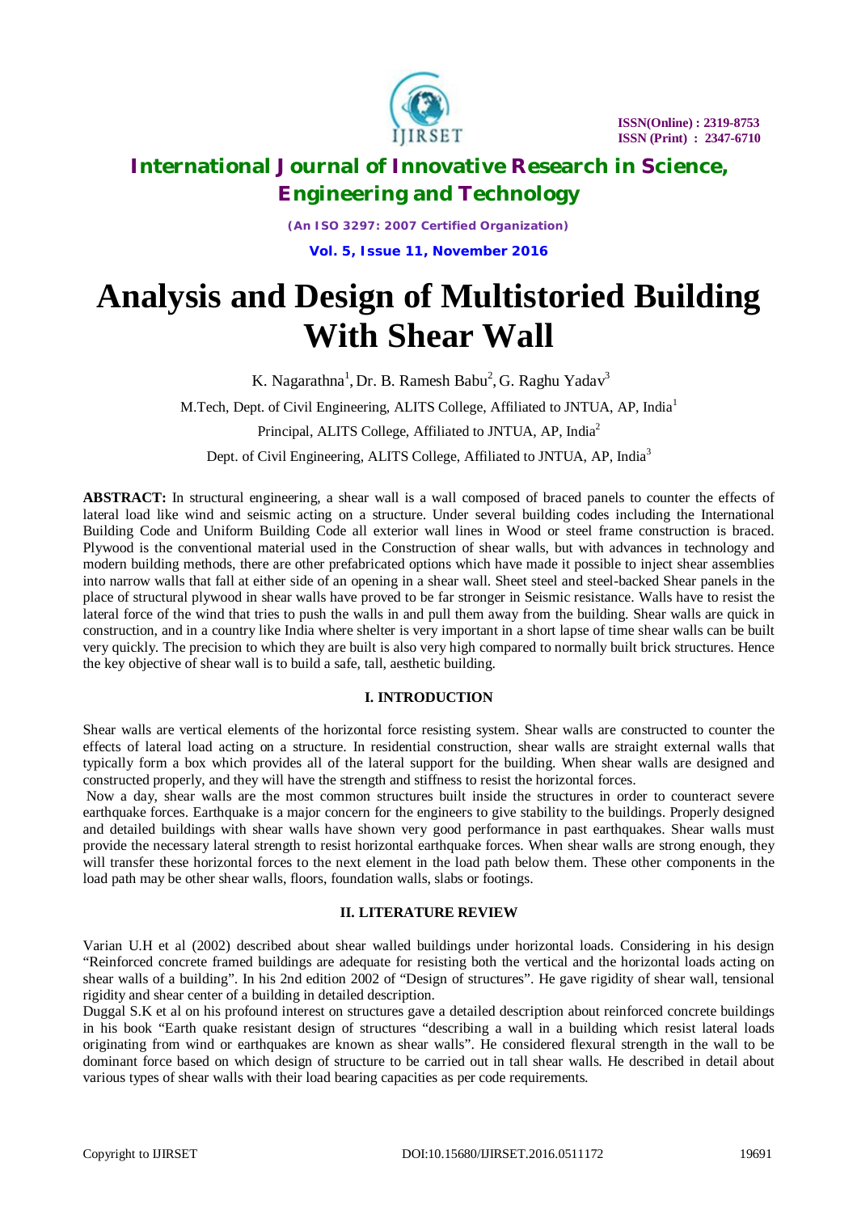# Analysis and Design of Multistoried Building With Shear Wall

K. Nagarathna[1], Dr. B. Ramesh Babu[2], G. Raghu Yadav[3]

M.Tech, Dept. of Civil Engineering, ALITS College, Affiliated to JNTUA, AP, India[1]

Principal, ALITS College, Affiliated to JNTUA, AP, India[2]

Dept. of Civil Engineering, ALITS College, Affiliated to JNTUA, AP, India[3]

**ABSTRACT:** In structural engineering, a shear wall is a wall composed of braced panels to counter the effects of lateral load like wind and seismic acting on a structure. Under several building codes including the International Building Code and Uniform Building Code all exterior wall lines in Wood or steel frame construction is braced. Plywood is the conventional material used in the Construction of shear walls, but with advances in technology and modern building methods, there are other prefabricated options which have made it possible to inject shear assemblies into narrow walls that fall at either side of an opening in a shear wall. Sheet steel and steel-backed Shear panels in the place of structural plywood in shear walls have proved to be far stronger in Seismic resistance. Walls have to resist the lateral force of the wind that tries to push the walls in and pull them away from the building. Shear walls are quick in construction, and in a country like India where shelter is very important in a short lapse of time shear walls can be built very quickly. The precision to which they are built is also very high compared to normally built brick structures. Hence the key objective of shear wall is to build a safe, tall, aesthetic building.

## I. INTRODUCTION

Shear walls are vertical elements of the horizontal force resisting system. Shear walls are constructed to counter the effects of lateral load acting on a structure. In residential construction, shear walls are straight external walls that typically form a box which provides all of the lateral support for the building. When shear walls are designed and constructed properly, and they will have the strength and stiffness to resist the horizontal forces.

Now a day, shear walls are the most common structures built inside the structures in order to counteract severe earthquake forces. Earthquake is a major concern for the engineers to give stability to the buildings. Properly designed and detailed buildings with shear walls have shown very good performance in past earthquakes. Shear walls must provide the necessary lateral strength to resist horizontal earthquake forces. When shear walls are strong enough, they will transfer these horizontal forces to the next element in the load path below them. These other components in the load path may be other shear walls, floors, foundation walls, slabs or footings.

## II. LITERATURE REVIEW

Varian U.H et al (2002) described about shear walled buildings under horizontal loads. Considering in his design "Reinforced concrete framed buildings are adequate for resisting both the vertical and the horizontal loads acting on shear walls of a building". In his 2nd edition 2002 of "Design of structures". He gave rigidity of shear wall, tensional rigidity and shear center of a building in detailed description.

Duggal S.K et al on his profound interest on structures gave a detailed description about reinforced concrete buildings in his book "Earth quake resistant design of structures "describing a wall in a building which resist lateral loads originating from wind or earthquakes are known as shear walls". He considered flexural strength in the wall to be dominant force based on which design of structure to be carried out in tall shear walls. He described in detail about various types of shear walls with their load bearing capacities as per code requirements.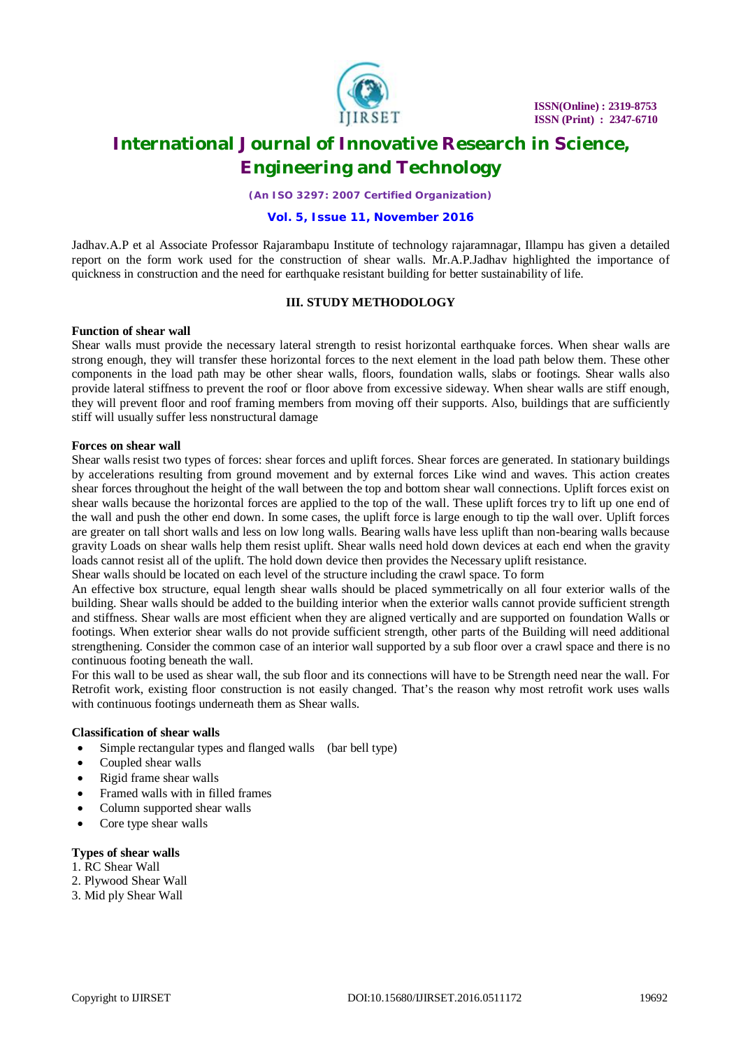Jadhav.A.P et al Associate Professor Rajarambapu Institute of technology rajaramnagar, Illampu has given a detailed report on the form work used for the construction of shear walls. Mr.A.P.Jadhav highlighted the importance of quickness in construction and the need for earthquake resistant building for better sustainability of life.

## III. STUDY METHODOLOGY

**Function of shear wall**

Shear walls must provide the necessary lateral strength to resist horizontal earthquake forces. When shear walls are strong enough, they will transfer these horizontal forces to the next element in the load path below them. These other components in the load path may be other shear walls, floors, foundation walls, slabs or footings. Shear walls also provide lateral stiffness to prevent the roof or floor above from excessive sideway. When shear walls are stiff enough, they will prevent floor and roof framing members from moving off their supports. Also, buildings that are sufficiently stiff will usually suffer less nonstructural damage

**Forces on shear wall**

Shear walls resist two types of forces: shear forces and uplift forces. Shear forces are generated. In stationary buildings by accelerations resulting from ground movement and by external forces Like wind and waves. This action creates shear forces throughout the height of the wall between the top and bottom shear wall connections. Uplift forces exist on shear walls because the horizontal forces are applied to the top of the wall. These uplift forces try to lift up one end of the wall and push the other end down. In some cases, the uplift force is large enough to tip the wall over. Uplift forces are greater on tall short walls and less on low long walls. Bearing walls have less uplift than non-bearing walls because gravity Loads on shear walls help them resist uplift. Shear walls need hold down devices at each end when the gravity loads cannot resist all of the uplift. The hold down device then provides the Necessary uplift resistance.

Shear walls should be located on each level of the structure including the crawl space. To form

An effective box structure, equal length shear walls should be placed symmetrically on all four exterior walls of the building. Shear walls should be added to the building interior when the exterior walls cannot provide sufficient strength and stiffness. Shear walls are most efficient when they are aligned vertically and are supported on foundation Walls or footings. When exterior shear walls do not provide sufficient strength, other parts of the Building will need additional strengthening. Consider the common case of an interior wall supported by a sub floor over a crawl space and there is no continuous footing beneath the wall.

For this wall to be used as shear wall, the sub floor and its connections will have to be Strength need near the wall. For Retrofit work, existing floor construction is not easily changed. That's the reason why most retrofit work uses walls with continuous footings underneath them as Shear walls.

**Classification of shear walls**

- Simple rectangular types and flanged walls (bar bell type)
- Coupled shear walls
- Rigid frame shear walls
- Framed walls with in filled frames
- Column supported shear walls
- Core type shear walls

**Types of shear walls**

1. RC Shear Wall
2. Plywood Shear Wall
3. Mid ply Shear Wall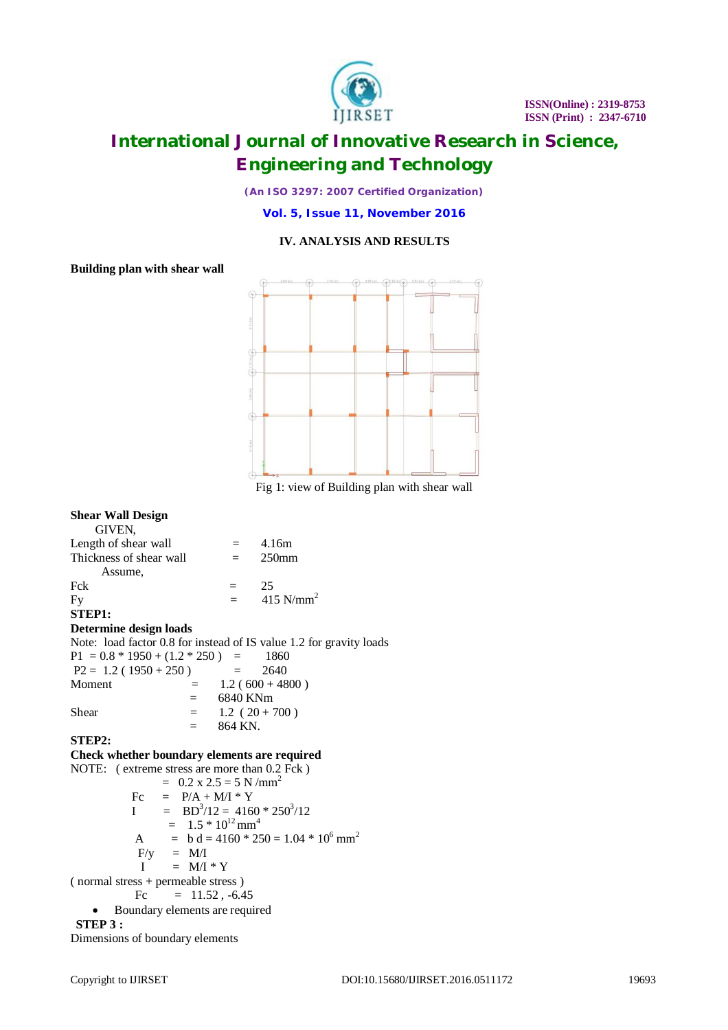## IV. ANALYSIS AND RESULTS

**Building plan with shear wall**

Fig 1: view of Building plan with shear wall

**Shear Wall Design**

GIVEN,

Length of shear wall = 4.16m

Thickness of shear wall = 250mm

Assume,

Fck = 25

Fy = 415 $N/mm^2$

**STEP1:**

**Determine design loads**

Note: load factor 0.8 for instead of IS value 1.2 for gravity loads

P1 = 0.8 * 1950 + (1.2 * 250 ) = 1860

P2 = 1.2 ( 1950 + 250 ) = 2640

Moment = 1.2 ( 600 + 4800 )

= 6840 KNm

Shear = 1.2 ( 20 + 700 )

= 864 KN.

**STEP2:**

**Check whether boundary elements are required**

NOTE: ( extreme stress are more than 0.2 Fck )

= 0.2 x 2.5 = 5 N $/mm^2$

Fc = P/A + M/I * Y

I = $BD^3/12$ = 4160 * $250^3/12$

= 1.5 * $10^{12}$ $mm^4$

A = b d = 4160 * 250 = 1.04 * $10^6$ $mm^2$

F/y = M/I

I = M/I * Y

( normal stress + permeable stress )

Fc = 11.52 , -6.45

- Boundary elements are required

**STEP 3 :**

Dimensions of boundary elements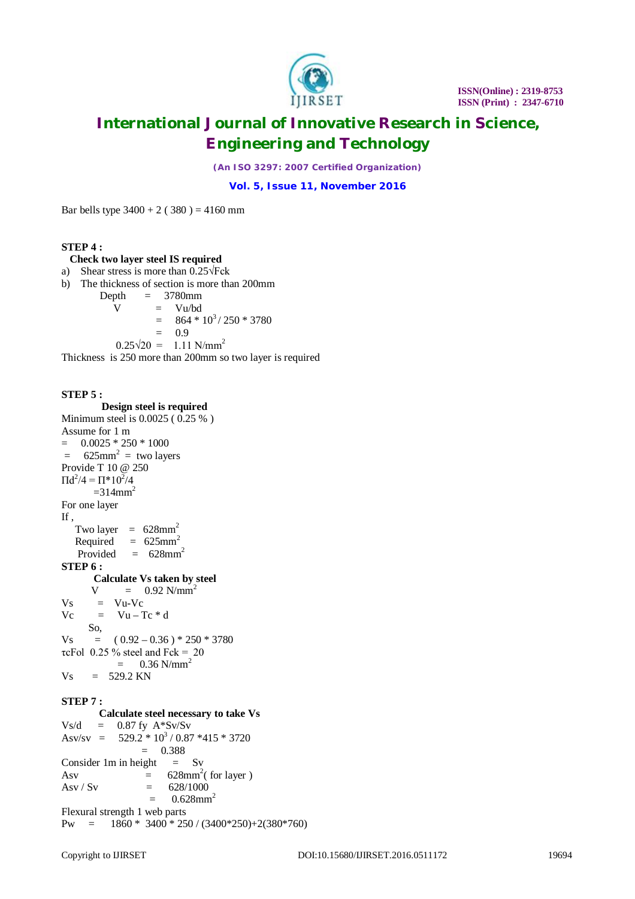Bar bells type 3400 + 2 ( 380 ) = 4160 mm

**STEP 4 :**

**Check two layer steel IS required**

a) Shear stress is more than $0.25\sqrt{Fck}$
b) The thickness of section is more than 200mm

Depth = 3780mm

V = Vu/bd

= $864 * 10^3 / 250 * 3780$

= 0.9

$0.25\sqrt{20}$ = 1.11 $N/mm^2$

Thickness is 250 more than 200mm so two layer is required

**STEP 5 :**

**Design steel is required**

Minimum steel is 0.0025 ( 0.25 % )

Assume for 1 m

= 0.0025 * 250 * 1000

= $625mm^2$ = two layers

Provide T 10 @ 250

$\Pi d^2/4 = \Pi * 10^2/4$

$= 314mm^2$

For one layer

If ,

Two layer = $628mm^2$

Required = $625mm^2$

Provided = $628mm^2$

**STEP 6 :**

**Calculate Vs taken by steel**

V = 0.92 $N/mm^2$

Vs = Vu-Vc

Vc = Vu – Tc * d

So,

Vs = ( 0.92 – 0.36 ) * 250 * 3780

τcFol 0.25 % steel and Fck = 20

= 0.36 $N/mm^2$

Vs = 529.2 KN

**STEP 7 :**

**Calculate steel necessary to take Vs**

Vs/d = 0.87 fy A*Sv/Sv

Asv/sv = $529.2 * 10^3$ / 0.87 *415 * 3720

= 0.388

Consider 1m in height = Sv

Asv = $628mm^2$( for layer )

Asv / Sv = 628/1000

= $0.628mm^2$

Flexural strength 1 web parts

Pw = 1860 * 3400 * 250 / (3400*250)+2(380*760)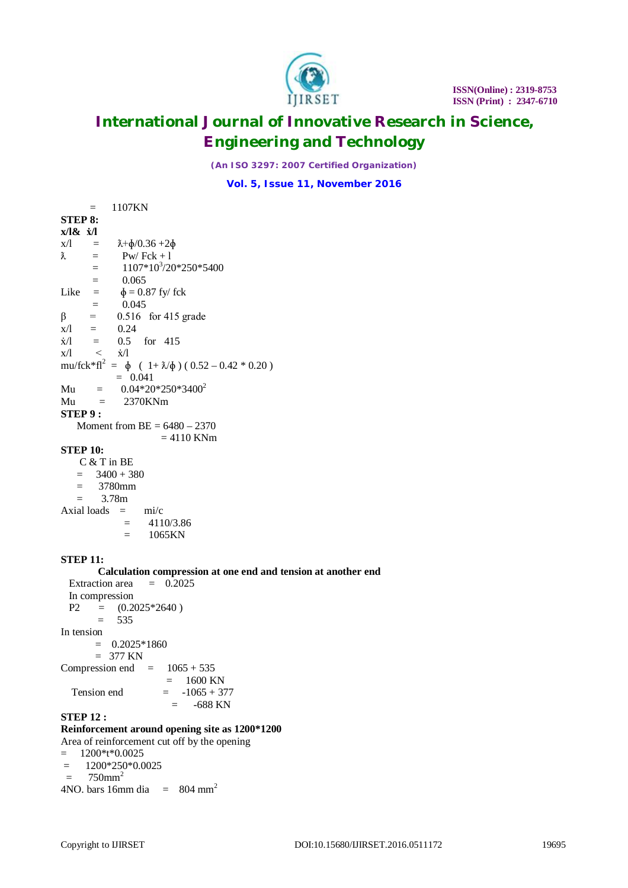= 1107KN

**STEP 8:**

**x/l& ẋ/l**

$x/l = \lambda+\phi/0.36 + 2\phi$

$\lambda = Pw/ Fck + l$

$= 1107*10^3/20*250*5400$

$= 0.065$

Like $= \phi = 0.87$ fy/ fck

$= 0.045$

$\beta = 0.516$ for 415 grade

$x/l = 0.24$

$\dot{x}/l = 0.5$ for 415

$x/l < \dot{x}/l$

$mu/fck*fl^2 = \phi \; ( 1+ \lambda/\phi ) ( 0.52 – 0.42 * 0.20 )$

$= 0.041$

$Mu = 0.04*20*250*3400^2$

Mu = 2370KNm

**STEP 9 :**

Moment from BE = 6480 – 2370

= 4110 KNm

**STEP 10:**

C & T in BE

= 3400 + 380

= 3780mm

= 3.78m

Axial loads = mi/c

= 4110/3.86

= 1065KN

**STEP 11:**

**Calculation compression at one end and tension at another end**

Extraction area = 0.2025

In compression

P2 = (0.2025*2640 )

= 535

In tension

= 0.2025*1860

= 377 KN

Compression end = 1065 + 535

= 1600 KN

Tension end = -1065 + 377

= -688 KN

**STEP 12 :**

**Reinforcement around opening site as 1200*1200**

Area of reinforcement cut off by the opening

= 1200*t*0.0025

= 1200*250*0.0025

= $750mm^2$

4NO. bars 16mm dia = $804\ mm^2$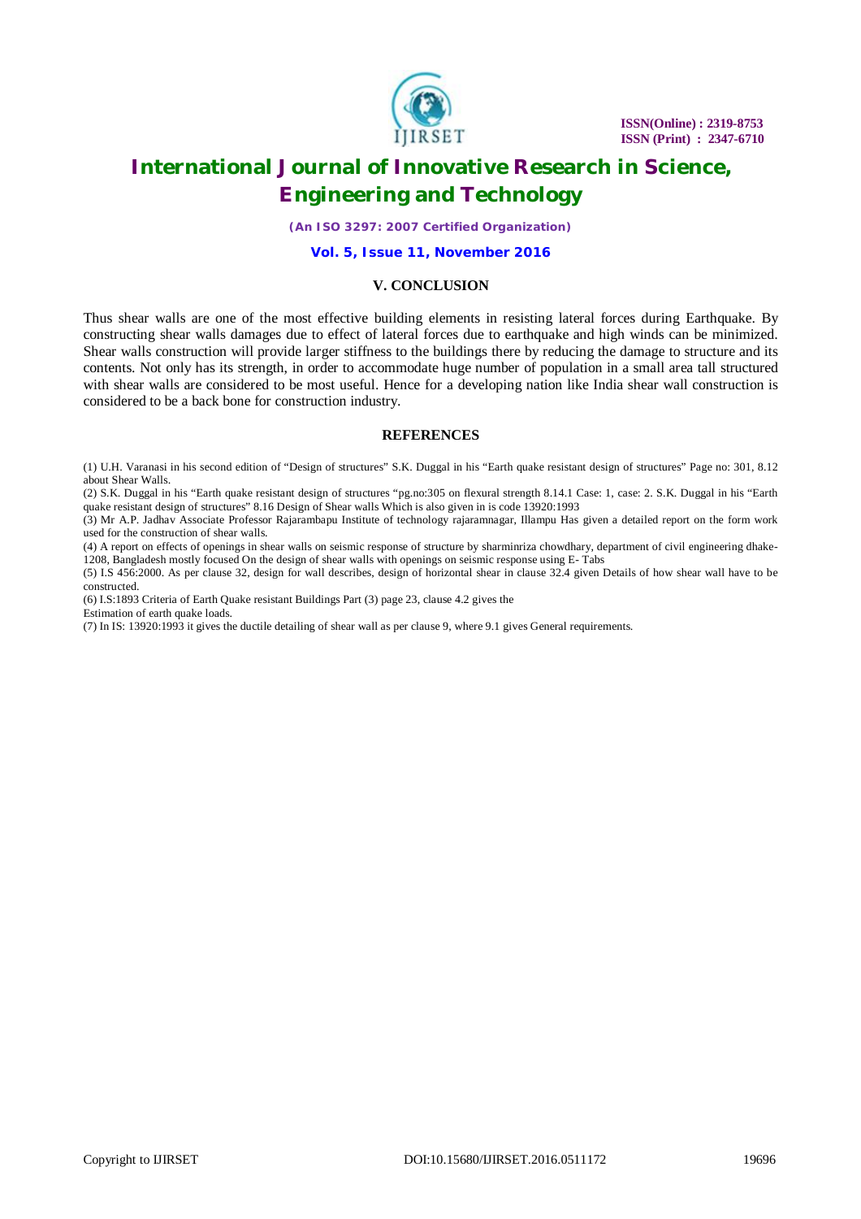## V. CONCLUSION

Thus shear walls are one of the most effective building elements in resisting lateral forces during Earthquake. By constructing shear walls damages due to effect of lateral forces due to earthquake and high winds can be minimized. Shear walls construction will provide larger stiffness to the buildings there by reducing the damage to structure and its contents. Not only has its strength, in order to accommodate huge number of population in a small area tall structured with shear walls are considered to be most useful. Hence for a developing nation like India shear wall construction is considered to be a back bone for construction industry.

## REFERENCES

(1) U.H. Varanasi in his second edition of "Design of structures" S.K. Duggal in his "Earth quake resistant design of structures" Page no: 301, 8.12 about Shear Walls.

(2) S.K. Duggal in his "Earth quake resistant design of structures "pg.no:305 on flexural strength 8.14.1 Case: 1, case: 2. S.K. Duggal in his "Earth quake resistant design of structures" 8.16 Design of Shear walls Which is also given in is code 13920:1993

(3) Mr A.P. Jadhav Associate Professor Rajarambapu Institute of technology rajaramnagar, Illampu Has given a detailed report on the form work used for the construction of shear walls.

(4) A report on effects of openings in shear walls on seismic response of structure by sharminriza chowdhary, department of civil engineering dhake-1208, Bangladesh mostly focused On the design of shear walls with openings on seismic response using E- Tabs

(5) I.S 456:2000. As per clause 32, design for wall describes, design of horizontal shear in clause 32.4 given Details of how shear wall have to be constructed.

(6) I.S:1893 Criteria of Earth Quake resistant Buildings Part (3) page 23, clause 4.2 gives the Estimation of earth quake loads.

(7) In IS: 13920:1993 it gives the ductile detailing of shear wall as per clause 9, where 9.1 gives General requirements.